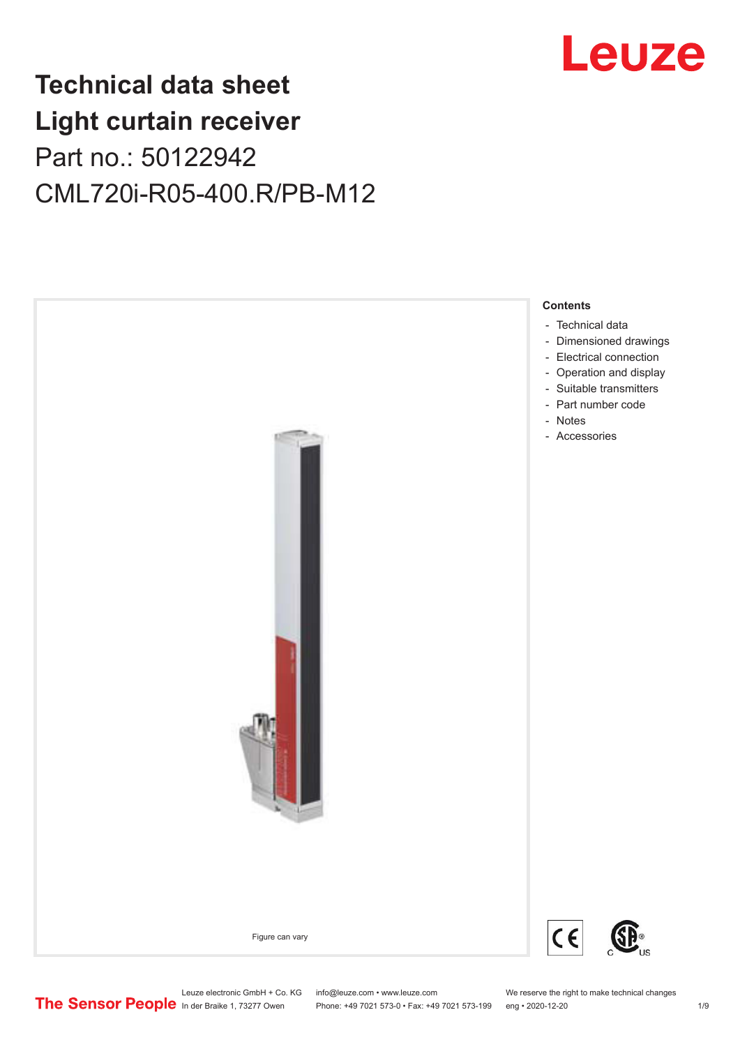# Technical data sheet
# Light curtain receiver

Part no.: 50122942

CML720i-R05-400.R/PB-M12

Leuze

Figure can vary

**Contents**

- Technical data
- Dimensioned drawings
- Electrical connection
- Operation and display
- Suitable transmitters
- Part number code
- Notes
- Accessories

The Sensor People

Leuze electronic GmbH + Co. KG
In der Braike 1, 73277 Owen

info@leuze.com • www.leuze.com
Phone: +49 7021 573-0 • Fax: +49 7021 573-199

We reserve the right to make technical changes
eng • 2020-12-20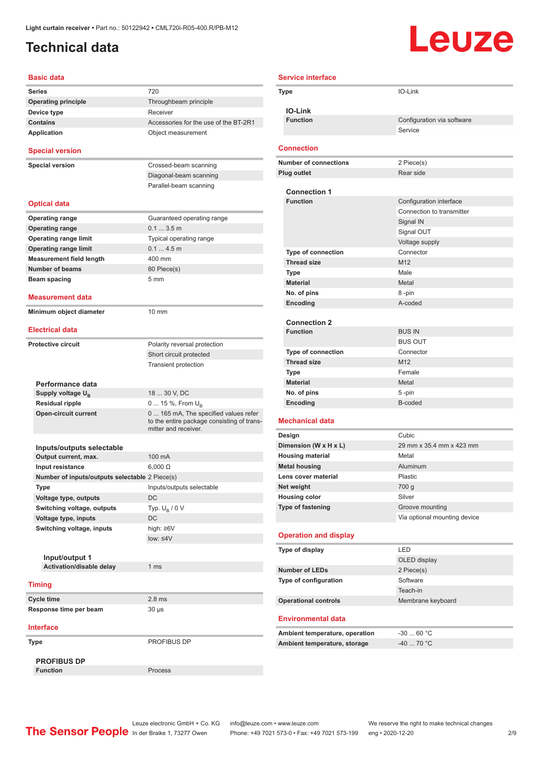Light curtain receiver • Part no.: 50122942 • CML720i-R05-400.R/PB-M12

# Technical data

## Basic data

| | |
|---|---|
| **Series** | 720 |
| **Operating principle** | Throughbeam principle |
| **Device type** | Receiver |
| **Contains** | Accessories for the use of the BT-2R1 |
| **Application** | Object measurement |

## Special version

| | |
|---|---|
| **Special version** | Crossed-beam scanning |
| | Diagonal-beam scanning |
| | Parallel-beam scanning |

## Optical data

| | |
|---|---|
| **Operating range** | Guaranteed operating range |
| **Operating range** | 0.1 ... 3.5 m |
| **Operating range limit** | Typical operating range |
| **Operating range limit** | 0.1 ... 4.5 m |
| **Measurement field length** | 400 mm |
| **Number of beams** | 80 Piece(s) |
| **Beam spacing** | 5 mm |

## Measurement data

| | |
|---|---|
| **Minimum object diameter** | 10 mm |

## Electrical data

| | |
|---|---|
| **Protective circuit** | Polarity reversal protection |
| | Short circuit protected |
| | Transient protection |

### Performance data

| | |
|---|---|
| **Supply voltage $U_B$** | 18 ... 30 V, DC |
| **Residual ripple** | 0 ... 15 %, From $U_B$ |
| **Open-circuit current** | 0 ... 165 mA, The specified values refer to the entire package consisting of transmitter and receiver. |

### Inputs/outputs selectable

| | |
|---|---|
| **Output current, max.** | 100 mA |
| **Input resistance** | 6,000 Ω |
| **Number of inputs/outputs selectable** | 2 Piece(s) |
| **Type** | Inputs/outputs selectable |
| **Voltage type, outputs** | DC |
| **Switching voltage, outputs** | Typ. $U_B$ / 0 V |
| **Voltage type, inputs** | DC |
| **Switching voltage, inputs** | high: ≥6V |
| | low: ≤4V |

#### Input/output 1

| | |
|---|---|
| **Activation/disable delay** | 1 ms |

## Timing

| | |
|---|---|
| **Cycle time** | 2.8 ms |
| **Response time per beam** | 30 µs |

## Interface

| | |
|---|---|
| **Type** | PROFIBUS DP |

### PROFIBUS DP

| | |
|---|---|
| **Function** | Process |

## Service interface

| | |
|---|---|
| **Type** | IO-Link |

### IO-Link

| | |
|---|---|
| **Function** | Configuration via software |
| | Service |

## Connection

| | |
|---|---|
| **Number of connections** | 2 Piece(s) |
| **Plug outlet** | Rear side |

### Connection 1

| | |
|---|---|
| **Function** | Configuration interface |
| | Connection to transmitter |
| | Signal IN |
| | Signal OUT |
| | Voltage supply |
| **Type of connection** | Connector |
| **Thread size** | M12 |
| **Type** | Male |
| **Material** | Metal |
| **No. of pins** | 8 -pin |
| **Encoding** | A-coded |

### Connection 2

| | |
|---|---|
| **Function** | BUS IN |
| | BUS OUT |
| **Type of connection** | Connector |
| **Thread size** | M12 |
| **Type** | Female |
| **Material** | Metal |
| **No. of pins** | 5 -pin |
| **Encoding** | B-coded |

## Mechanical data

| | |
|---|---|
| **Design** | Cubic |
| **Dimension (W x H x L)** | 29 mm x 35.4 mm x 423 mm |
| **Housing material** | Metal |
| **Metal housing** | Aluminum |
| **Lens cover material** | Plastic |
| **Net weight** | 700 g |
| **Housing color** | Silver |
| **Type of fastening** | Groove mounting |
| | Via optional mounting device |

## Operation and display

| | |
|---|---|
| **Type of display** | LED |
| | OLED display |
| **Number of LEDs** | 2 Piece(s) |
| **Type of configuration** | Software |
| | Teach-in |
| **Operational controls** | Membrane keyboard |

## Environmental data

| | |
|---|---|
| **Ambient temperature, operation** | -30 ... 60 °C |
| **Ambient temperature, storage** | -40 ... 70 °C |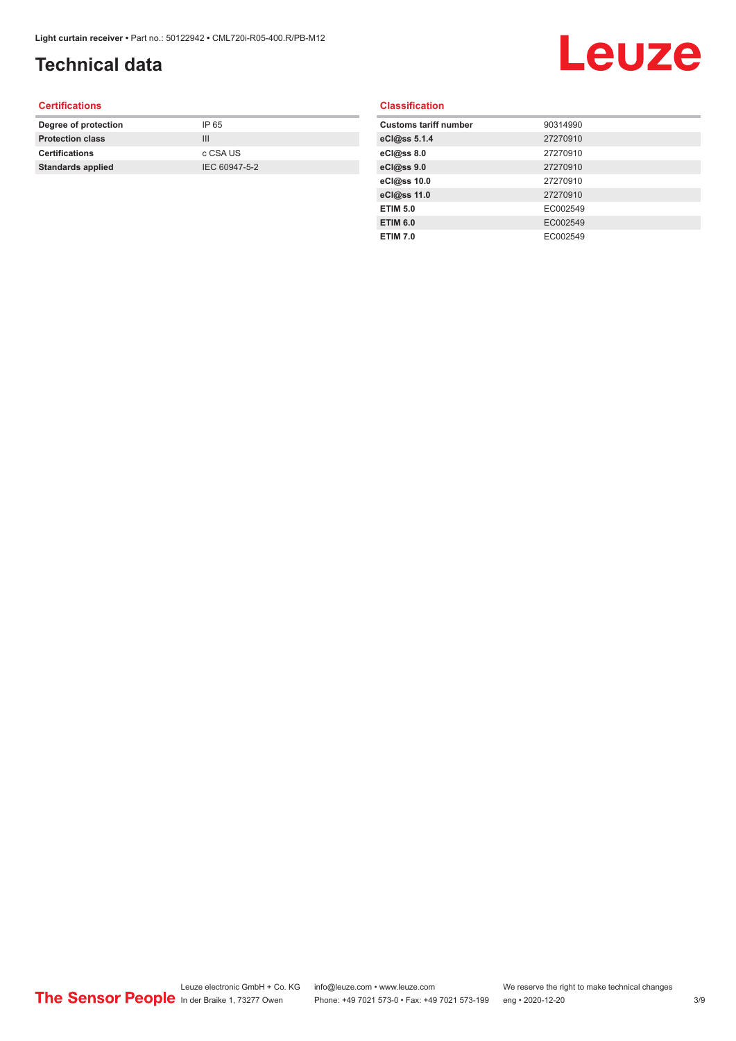# Technical data

## Certifications

| | |
|---|---|
| **Degree of protection** | IP 65 |
| **Protection class** | III |
| **Certifications** | c CSA US |
| **Standards applied** | IEC 60947-5-2 |

## Classification

| | |
|---|---|
| **Customs tariff number** | 90314990 |
| **eCl@ss 5.1.4** | 27270910 |
| **eCl@ss 8.0** | 27270910 |
| **eCl@ss 9.0** | 27270910 |
| **eCl@ss 10.0** | 27270910 |
| **eCl@ss 11.0** | 27270910 |
| **ETIM 5.0** | EC002549 |
| **ETIM 6.0** | EC002549 |
| **ETIM 7.0** | EC002549 |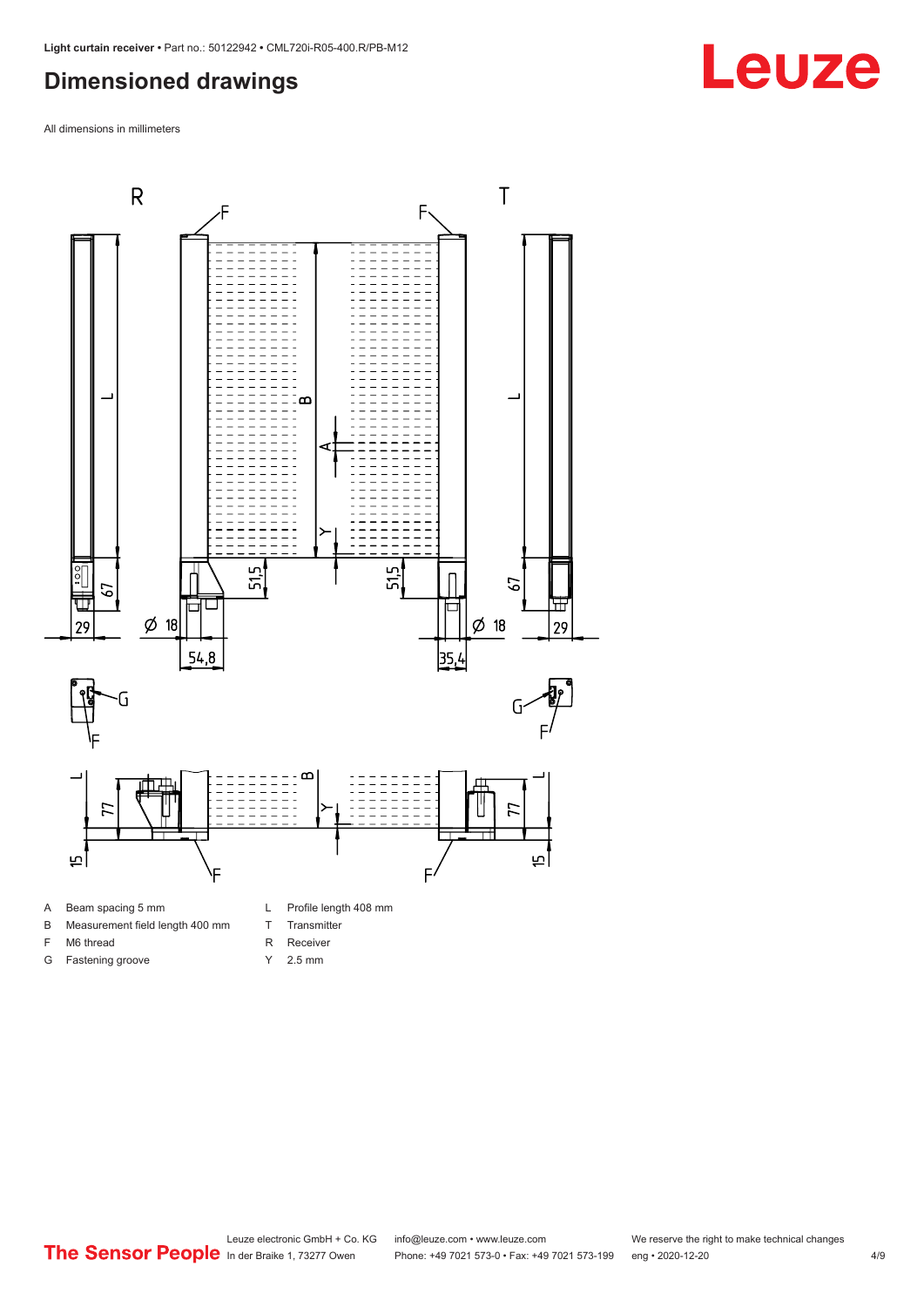# Dimensioned drawings

All dimensions in millimeters

| | | | |
|---|---|---|---|
| A | Beam spacing 5 mm | L | Profile length 408 mm |
| B | Measurement field length 400 mm | T | Transmitter |
| F | M6 thread | R | Receiver |
| G | Fastening groove | Y | 2.5 mm |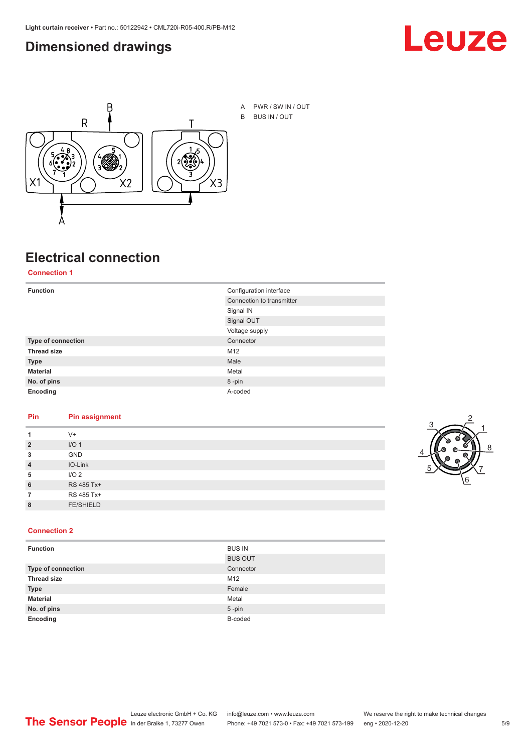## Dimensioned drawings

A PWR / SW IN / OUT
B BUS IN / OUT

## Electrical connection

### Connection 1

| Function | Configuration interface |
|---|---|
| | Connection to transmitter |
| | Signal IN |
| | Signal OUT |
| | Voltage supply |
| **Type of connection** | Connector |
| **Thread size** | M12 |
| **Type** | Male |
| **Material** | Metal |
| **No. of pins** | 8 -pin |
| **Encoding** | A-coded |

| Pin | Pin assignment |
|---|---|
| **1** | V+ |
| **2** | I/O 1 |
| **3** | GND |
| **4** | IO-Link |
| **5** | I/O 2 |
| **6** | RS 485 Tx+ |
| **7** | RS 485 Tx+ |
| **8** | FE/SHIELD |

### Connection 2

| Function | BUS IN |
|---|---|
| | BUS OUT |
| **Type of connection** | Connector |
| **Thread size** | M12 |
| **Type** | Female |
| **Material** | Metal |
| **No. of pins** | 5 -pin |
| **Encoding** | B-coded |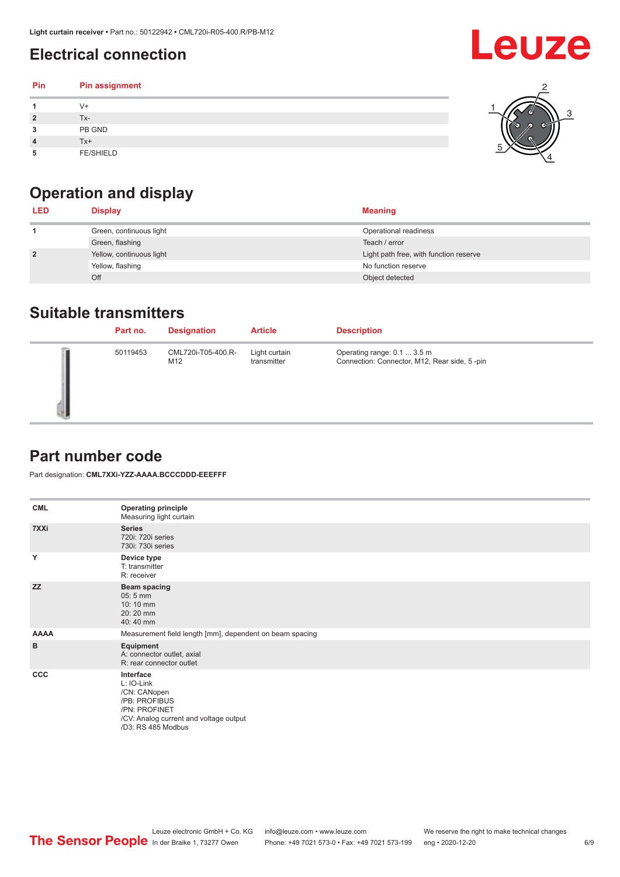## Electrical connection

| Pin | Pin assignment |
|---|---|
| 1 | V+ |
| 2 | Tx- |
| 3 | PB GND |
| 4 | Tx+ |
| 5 | FE/SHIELD |

## Operation and display

| LED | Display | Meaning |
|---|---|---|
| 1 | Green, continuous light | Operational readiness |
| | Green, flashing | Teach / error |
| 2 | Yellow, continuous light | Light path free, with function reserve |
| | Yellow, flashing | No function reserve |
| | Off | Object detected |

## Suitable transmitters

| | Part no. | Designation | Article | Description |
|---|---|---|---|---|
| | 50119453 | CML720i-T05-400.R-M12 | Light curtain transmitter | Operating range: 0.1 ... 3.5 m<br>Connection: Connector, M12, Rear side, 5 -pin |

## Part number code

Part designation: **CML7XXi-YZZ-AAAA.BCCCDDD-EEEFFF**

| | |
|---|---|
| **CML** | **Operating principle**<br>Measuring light curtain |
| **7XXi** | **Series**<br>720i: 720i series<br>730i: 730i series |
| **Y** | **Device type**<br>T: transmitter<br>R: receiver |
| **ZZ** | **Beam spacing**<br>05: 5 mm<br>10: 10 mm<br>20: 20 mm<br>40: 40 mm |
| **AAAA** | Measurement field length [mm], dependent on beam spacing |
| **B** | **Equipment**<br>A: connector outlet, axial<br>R: rear connector outlet |
| **CCC** | **Interface**<br>L: IO-Link<br>/CN: CANopen<br>/PB: PROFIBUS<br>/PN: PROFINET<br>/CV: Analog current and voltage output<br>/D3: RS 485 Modbus |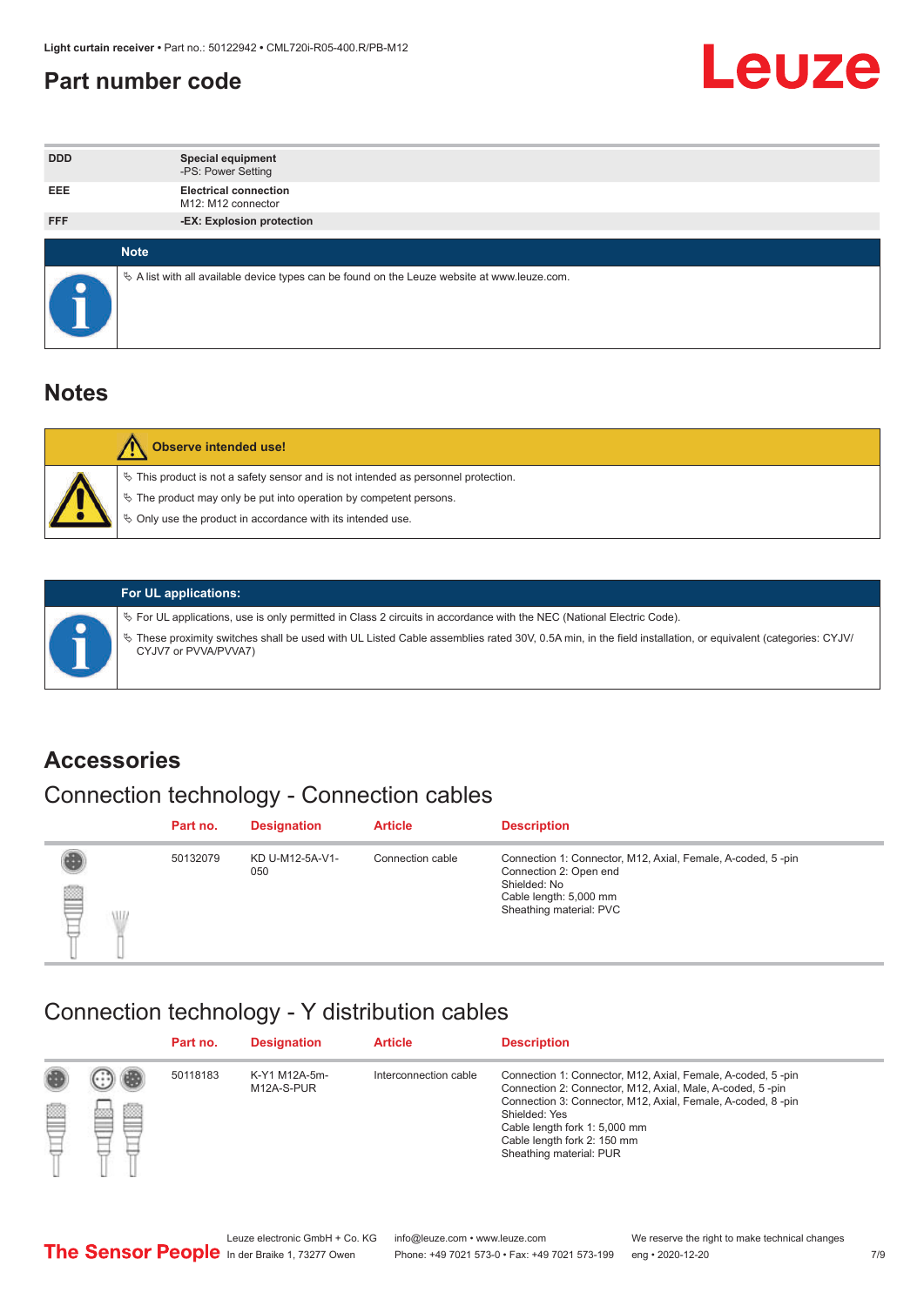# Part number code

| | |
|---|---|
| DDD | **Special equipment**<br>-PS: Power Setting |
| EEE | **Electrical connection**<br>M12: M12 connector |
| FFF | **-EX: Explosion protection** |

**Note**

↳ A list with all available device types can be found on the Leuze website at www.leuze.com.

# Notes

**Observe intended use!**

↳ This product is not a safety sensor and is not intended as personnel protection.

↳ The product may only be put into operation by competent persons.

↳ Only use the product in accordance with its intended use.

**For UL applications:**

↳ For UL applications, use is only permitted in Class 2 circuits in accordance with the NEC (National Electric Code).

↳ These proximity switches shall be used with UL Listed Cable assemblies rated 30V, 0.5A min, in the field installation, or equivalent (categories: CYJV/CYJV7 or PVVA/PVVA7)

# Accessories

## Connection technology - Connection cables

| Part no. | Designation | Article | Description |
|---|---|---|---|
| 50132079 | KD U-M12-5A-V1-050 | Connection cable | Connection 1: Connector, M12, Axial, Female, A-coded, 5 -pin<br>Connection 2: Open end<br>Shielded: No<br>Cable length: 5,000 mm<br>Sheathing material: PVC |

## Connection technology - Y distribution cables

| Part no. | Designation | Article | Description |
|---|---|---|---|
| 50118183 | K-Y1 M12A-5m-M12A-S-PUR | Interconnection cable | Connection 1: Connector, M12, Axial, Female, A-coded, 5 -pin<br>Connection 2: Connector, M12, Axial, Male, A-coded, 5 -pin<br>Connection 3: Connector, M12, Axial, Female, A-coded, 8 -pin<br>Shielded: Yes<br>Cable length fork 1: 5,000 mm<br>Cable length fork 2: 150 mm<br>Sheathing material: PUR |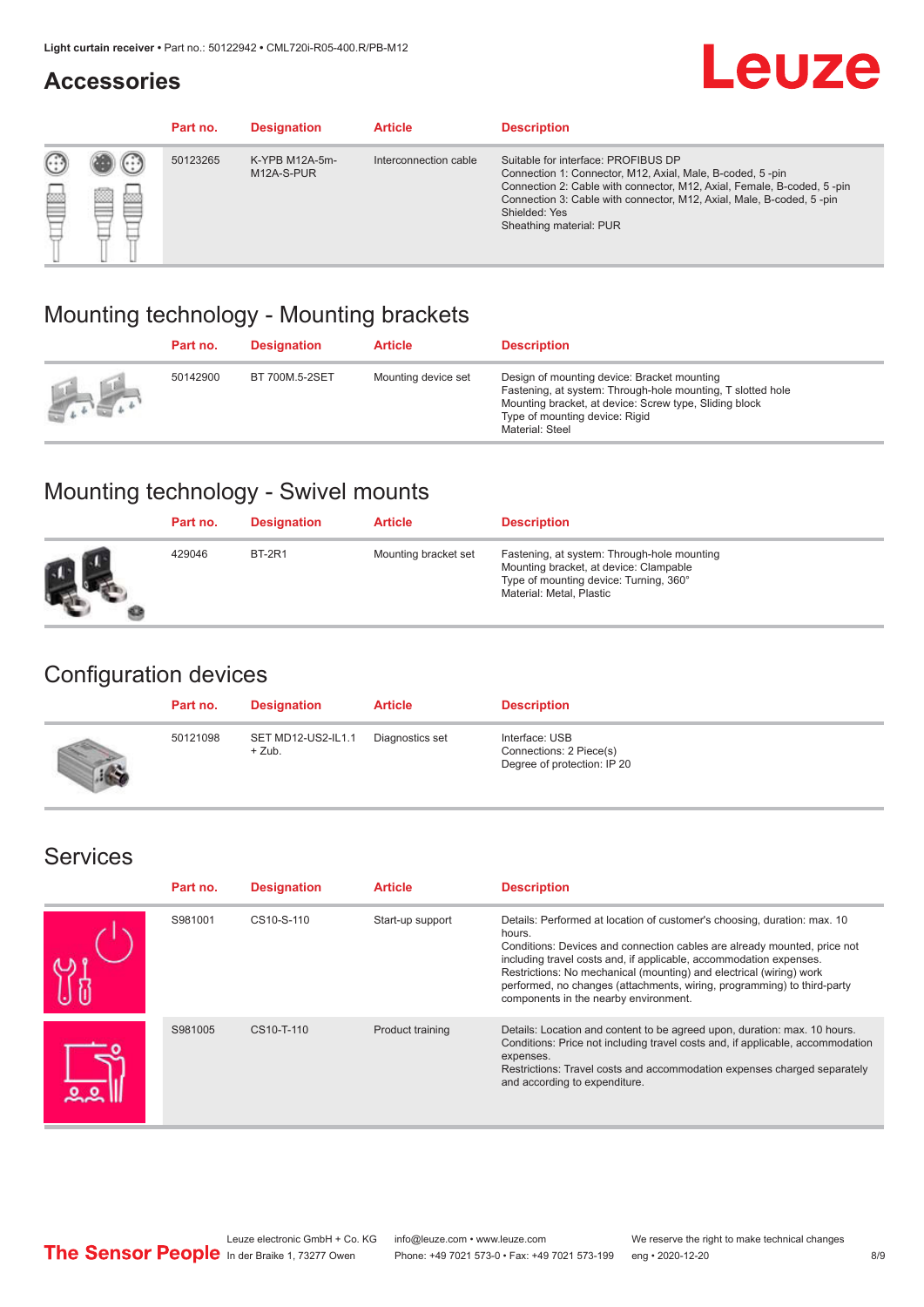## Accessories

| Part no. | Designation | Article | Description |
|---|---|---|---|
| 50123265 | K-YPB M12A-5m-M12A-S-PUR | Interconnection cable | Suitable for interface: PROFIBUS DP<br>Connection 1: Connector, M12, Axial, Male, B-coded, 5 -pin<br>Connection 2: Cable with connector, M12, Axial, Female, B-coded, 5 -pin<br>Connection 3: Cable with connector, M12, Axial, Male, B-coded, 5 -pin<br>Shielded: Yes<br>Sheathing material: PUR |

## Mounting technology - Mounting brackets

| Part no. | Designation | Article | Description |
|---|---|---|---|
| 50142900 | BT 700M.5-2SET | Mounting device set | Design of mounting device: Bracket mounting<br>Fastening, at system: Through-hole mounting, T slotted hole<br>Mounting bracket, at device: Screw type, Sliding block<br>Type of mounting device: Rigid<br>Material: Steel |

## Mounting technology - Swivel mounts

| Part no. | Designation | Article | Description |
|---|---|---|---|
| 429046 | BT-2R1 | Mounting bracket set | Fastening, at system: Through-hole mounting<br>Mounting bracket, at device: Clampable<br>Type of mounting device: Turning, 360°<br>Material: Metal, Plastic |

## Configuration devices

| Part no. | Designation | Article | Description |
|---|---|---|---|
| 50121098 | SET MD12-US2-IL1.1 + Zub. | Diagnostics set | Interface: USB<br>Connections: 2 Piece(s)<br>Degree of protection: IP 20 |

## Services

| Part no. | Designation | Article | Description |
|---|---|---|---|
| S981001 | CS10-S-110 | Start-up support | Details: Performed at location of customer's choosing, duration: max. 10 hours.<br>Conditions: Devices and connection cables are already mounted, price not including travel costs and, if applicable, accommodation expenses.<br>Restrictions: No mechanical (mounting) and electrical (wiring) work performed, no changes (attachments, wiring, programming) to third-party components in the nearby environment. |
| S981005 | CS10-T-110 | Product training | Details: Location and content to be agreed upon, duration: max. 10 hours.<br>Conditions: Price not including travel costs and, if applicable, accommodation expenses.<br>Restrictions: Travel costs and accommodation expenses charged separately and according to expenditure. |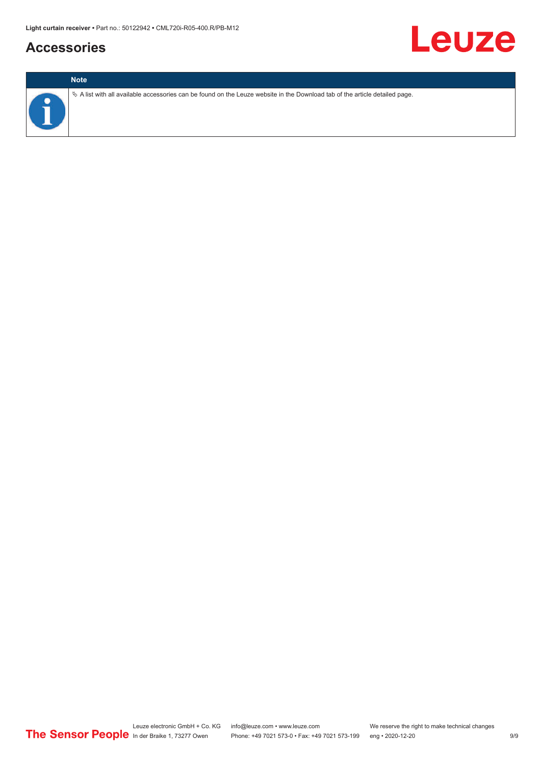## Accessories

| | Note |
|---|---|
| | ↳ A list with all available accessories can be found on the Leuze website in the Download tab of the article detailed page. |